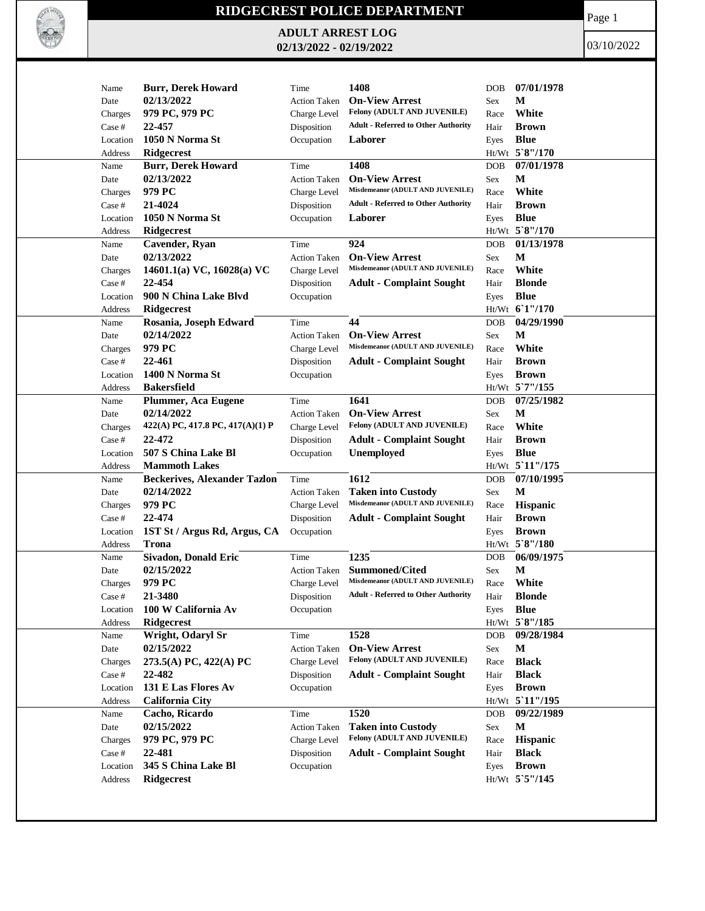# RIDGECREST POLICE DEPARTMENT

## ADULT ARREST LOG

**02/13/2022 - 02/19/2022**

03/10/2022

| Name | Date | Charges | Case # | Location | Address | Time | Action Taken | Charge Level | Disposition | Occupation | DOB | Sex | Race | Hair | Eyes | Ht/Wt |
|---|---|---|---|---|---|---|---|---|---|---|---|---|---|---|---|---|
| Burr, Derek Howard | 02/13/2022 | 979 PC, 979 PC | 22-457 | 1050 N Norma St | Ridgecrest | 1408 | On-View Arrest | Felony (ADULT AND JUVENILE) | Adult - Referred to Other Authority | Laborer | 07/01/1978 | M | White | Brown | Blue | 5`8"/170 |
| Burr, Derek Howard | 02/13/2022 | 979 PC | 21-4024 | 1050 N Norma St | Ridgecrest | 1408 | On-View Arrest | Misdemeanor (ADULT AND JUVENILE) | Adult - Referred to Other Authority | Laborer | 07/01/1978 | M | White | Brown | Blue | 5`8"/170 |
| Cavender, Ryan | 02/13/2022 | 14601.1(a) VC, 16028(a) VC | 22-454 | 900 N China Lake Blvd | Ridgecrest | 924 | On-View Arrest | Misdemeanor (ADULT AND JUVENILE) | Adult - Complaint Sought | | 01/13/1978 | M | White | Blonde | Blue | 6`1"/170 |
| Rosania, Joseph Edward | 02/14/2022 | 979 PC | 22-461 | 1400 N Norma St | Bakersfield | 44 | On-View Arrest | Misdemeanor (ADULT AND JUVENILE) | Adult - Complaint Sought | | 04/29/1990 | M | White | Brown | Brown | 5`7"/155 |
| Plummer, Aca Eugene | 02/14/2022 | 422(A) PC, 417.8 PC, 417(A)(1) P | 22-472 | 507 S China Lake Bl | Mammoth Lakes | 1641 | On-View Arrest | Felony (ADULT AND JUVENILE) | Adult - Complaint Sought | Unemployed | 07/25/1982 | M | White | Brown | Blue | 5`11"/175 |
| Beckerives, Alexander Tazlon | 02/14/2022 | 979 PC | 22-474 | 1ST St / Argus Rd, Argus, CA | Trona | 1612 | Taken into Custody | Misdemeanor (ADULT AND JUVENILE) | Adult - Complaint Sought | | 07/10/1995 | M | Hispanic | Brown | Brown | 5`8"/180 |
| Sivadon, Donald Eric | 02/15/2022 | 979 PC | 21-3480 | 100 W California Av | Ridgecrest | 1235 | Summoned/Cited | Misdemeanor (ADULT AND JUVENILE) | Adult - Referred to Other Authority | | 06/09/1975 | M | White | Blonde | Blue | 5`8"/185 |
| Wright, Odaryl Sr | 02/15/2022 | 273.5(A) PC, 422(A) PC | 22-482 | 131 E Las Flores Av | California City | 1528 | On-View Arrest | Felony (ADULT AND JUVENILE) | Adult - Complaint Sought | | 09/28/1984 | M | Black | Black | Brown | 5`11"/195 |
| Cacho, Ricardo | 02/15/2022 | 979 PC, 979 PC | 22-481 | 345 S China Lake Bl | Ridgecrest | 1520 | Taken into Custody | Felony (ADULT AND JUVENILE) | Adult - Complaint Sought | | 09/22/1989 | M | Hispanic | Black | Brown | 5`5"/145 |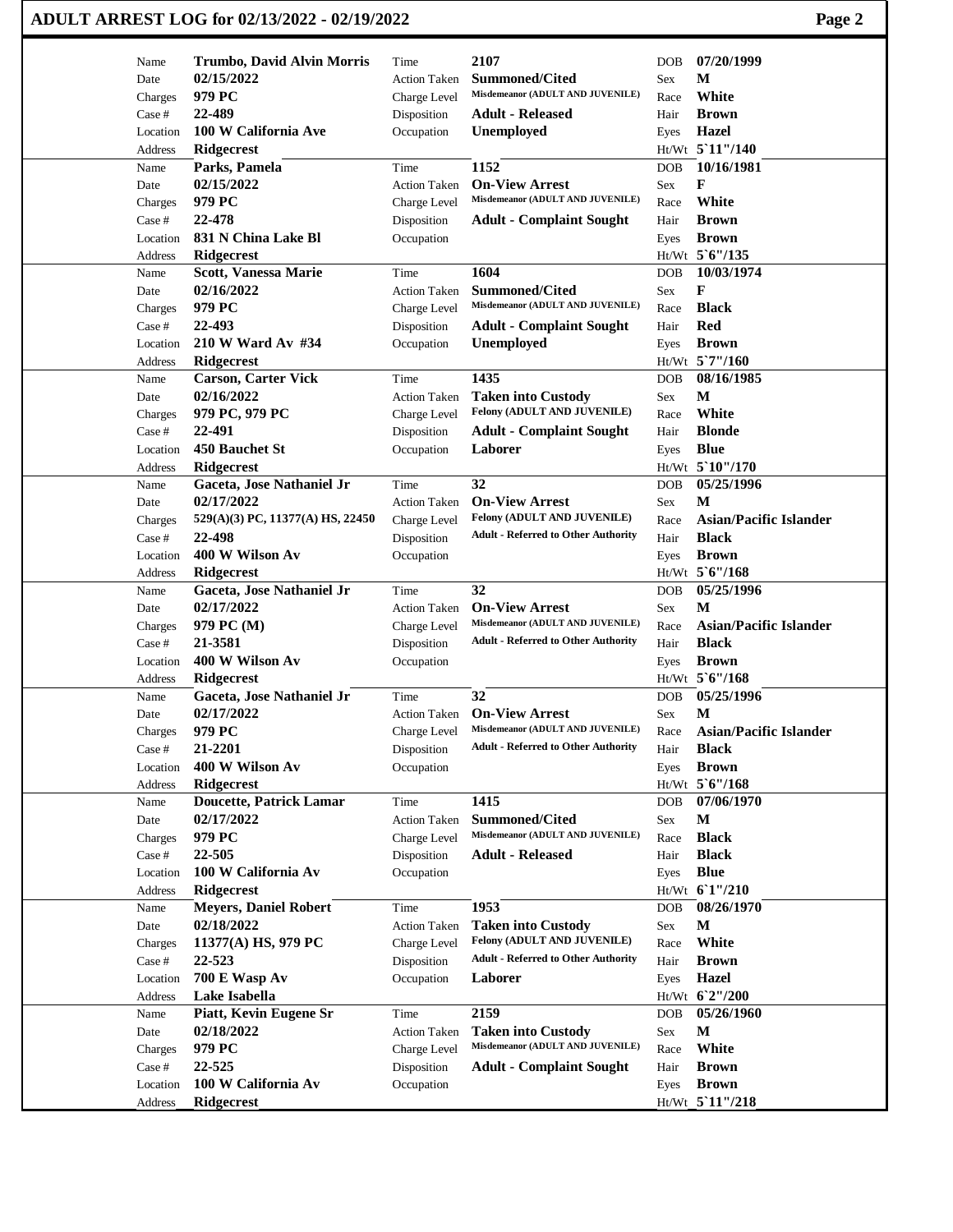# ADULT ARREST LOG for 02/13/2022 - 02/19/2022

| Name | Trumbo, David Alvin Morris | Time | 2107 | DOB | 07/20/1999 |
|---|---|---|---|---|---|
| Date | 02/15/2022 | Action Taken | Summoned/Cited | Sex | M |
| Charges | 979 PC | Charge Level | Misdemeanor (ADULT AND JUVENILE) | Race | White |
| Case # | 22-489 | Disposition | Adult - Released | Hair | Brown |
| Location | 100 W California Ave | Occupation | Unemployed | Eyes | Hazel |
| Address | Ridgecrest | | | Ht/Wt | 5`11"/140 |

| Name | Parks, Pamela | Time | 1152 | DOB | 10/16/1981 |
|---|---|---|---|---|---|
| Date | 02/15/2022 | Action Taken | On-View Arrest | Sex | F |
| Charges | 979 PC | Charge Level | Misdemeanor (ADULT AND JUVENILE) | Race | White |
| Case # | 22-478 | Disposition | Adult - Complaint Sought | Hair | Brown |
| Location | 831 N China Lake Bl | Occupation | | Eyes | Brown |
| Address | Ridgecrest | | | Ht/Wt | 5`6"/135 |

| Name | Scott, Vanessa Marie | Time | 1604 | DOB | 10/03/1974 |
|---|---|---|---|---|---|
| Date | 02/16/2022 | Action Taken | Summoned/Cited | Sex | F |
| Charges | 979 PC | Charge Level | Misdemeanor (ADULT AND JUVENILE) | Race | Black |
| Case # | 22-493 | Disposition | Adult - Complaint Sought | Hair | Red |
| Location | 210 W Ward Av #34 | Occupation | Unemployed | Eyes | Brown |
| Address | Ridgecrest | | | Ht/Wt | 5`7"/160 |

| Name | Carson, Carter Vick | Time | 1435 | DOB | 08/16/1985 |
|---|---|---|---|---|---|
| Date | 02/16/2022 | Action Taken | Taken into Custody | Sex | M |
| Charges | 979 PC, 979 PC | Charge Level | Felony (ADULT AND JUVENILE) | Race | White |
| Case # | 22-491 | Disposition | Adult - Complaint Sought | Hair | Blonde |
| Location | 450 Bauchet St | Occupation | Laborer | Eyes | Blue |
| Address | Ridgecrest | | | Ht/Wt | 5`10"/170 |

| Name | Gaceta, Jose Nathaniel Jr | Time | 32 | DOB | 05/25/1996 |
|---|---|---|---|---|---|
| Date | 02/17/2022 | Action Taken | On-View Arrest | Sex | M |
| Charges | 529(A)(3) PC, 11377(A) HS, 22450 | Charge Level | Felony (ADULT AND JUVENILE) | Race | Asian/Pacific Islander |
| Case # | 22-498 | Disposition | Adult - Referred to Other Authority | Hair | Black |
| Location | 400 W Wilson Av | Occupation | | Eyes | Brown |
| Address | Ridgecrest | | | Ht/Wt | 5`6"/168 |

| Name | Gaceta, Jose Nathaniel Jr | Time | 32 | DOB | 05/25/1996 |
|---|---|---|---|---|---|
| Date | 02/17/2022 | Action Taken | On-View Arrest | Sex | M |
| Charges | 979 PC (M) | Charge Level | Misdemeanor (ADULT AND JUVENILE) | Race | Asian/Pacific Islander |
| Case # | 21-3581 | Disposition | Adult - Referred to Other Authority | Hair | Black |
| Location | 400 W Wilson Av | Occupation | | Eyes | Brown |
| Address | Ridgecrest | | | Ht/Wt | 5`6"/168 |

| Name | Gaceta, Jose Nathaniel Jr | Time | 32 | DOB | 05/25/1996 |
|---|---|---|---|---|---|
| Date | 02/17/2022 | Action Taken | On-View Arrest | Sex | M |
| Charges | 979 PC | Charge Level | Misdemeanor (ADULT AND JUVENILE) | Race | Asian/Pacific Islander |
| Case # | 21-2201 | Disposition | Adult - Referred to Other Authority | Hair | Black |
| Location | 400 W Wilson Av | Occupation | | Eyes | Brown |
| Address | Ridgecrest | | | Ht/Wt | 5`6"/168 |

| Name | Doucette, Patrick Lamar | Time | 1415 | DOB | 07/06/1970 |
|---|---|---|---|---|---|
| Date | 02/17/2022 | Action Taken | Summoned/Cited | Sex | M |
| Charges | 979 PC | Charge Level | Misdemeanor (ADULT AND JUVENILE) | Race | Black |
| Case # | 22-505 | Disposition | Adult - Released | Hair | Black |
| Location | 100 W California Av | Occupation | | Eyes | Blue |
| Address | Ridgecrest | | | Ht/Wt | 6`1"/210 |

| Name | Meyers, Daniel Robert | Time | 1953 | DOB | 08/26/1970 |
|---|---|---|---|---|---|
| Date | 02/18/2022 | Action Taken | Taken into Custody | Sex | M |
| Charges | 11377(A) HS, 979 PC | Charge Level | Felony (ADULT AND JUVENILE) | Race | White |
| Case # | 22-523 | Disposition | Adult - Referred to Other Authority | Hair | Brown |
| Location | 700 E Wasp Av | Occupation | Laborer | Eyes | Hazel |
| Address | Lake Isabella | | | Ht/Wt | 6`2"/200 |

| Name | Piatt, Kevin Eugene Sr | Time | 2159 | DOB | 05/26/1960 |
|---|---|---|---|---|---|
| Date | 02/18/2022 | Action Taken | Taken into Custody | Sex | M |
| Charges | 979 PC | Charge Level | Misdemeanor (ADULT AND JUVENILE) | Race | White |
| Case # | 22-525 | Disposition | Adult - Complaint Sought | Hair | Brown |
| Location | 100 W California Av | Occupation | | Eyes | Brown |
| Address | Ridgecrest | | | Ht/Wt | 5`11"/218 |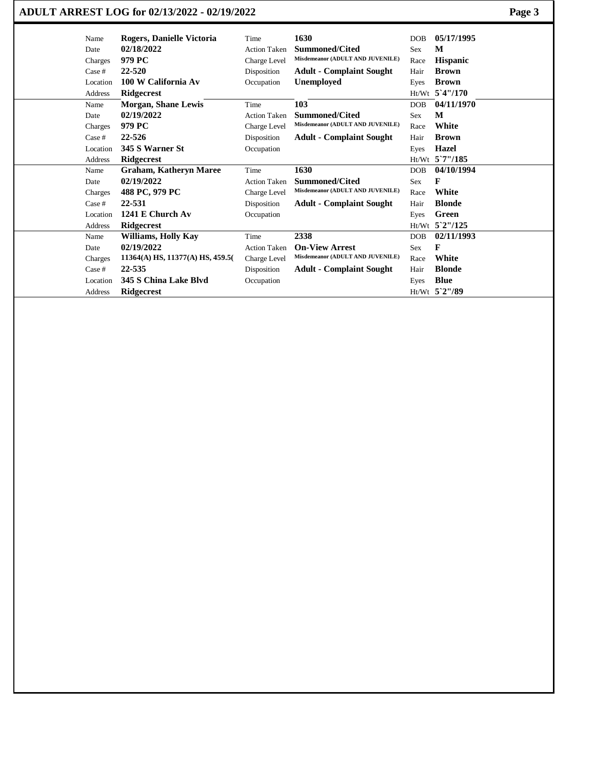# ADULT ARREST LOG for 02/13/2022 - 02/19/2022

| | | | | | |
|---|---|---|---|---|---|
| Name | **Rogers, Danielle Victoria** | Time | **1630** | DOB | **05/17/1995** |
| Date | **02/18/2022** | Action Taken | **Summoned/Cited** | Sex | **M** |
| Charges | **979 PC** | Charge Level | **Misdemeanor (ADULT AND JUVENILE)** | Race | **Hispanic** |
| Case # | **22-520** | Disposition | **Adult - Complaint Sought** | Hair | **Brown** |
| Location | **100 W California Av** | Occupation | **Unemployed** | Eyes | **Brown** |
| Address | **Ridgecrest** | | | Ht/Wt | **5`4"/170** |

| | | | | | |
|---|---|---|---|---|---|
| Name | **Morgan, Shane Lewis** | Time | **103** | DOB | **04/11/1970** |
| Date | **02/19/2022** | Action Taken | **Summoned/Cited** | Sex | **M** |
| Charges | **979 PC** | Charge Level | **Misdemeanor (ADULT AND JUVENILE)** | Race | **White** |
| Case # | **22-526** | Disposition | **Adult - Complaint Sought** | Hair | **Brown** |
| Location | **345 S Warner St** | Occupation | | Eyes | **Hazel** |
| Address | **Ridgecrest** | | | Ht/Wt | **5`7"/185** |

| | | | | | |
|---|---|---|---|---|---|
| Name | **Graham, Katheryn Maree** | Time | **1630** | DOB | **04/10/1994** |
| Date | **02/19/2022** | Action Taken | **Summoned/Cited** | Sex | **F** |
| Charges | **488 PC, 979 PC** | Charge Level | **Misdemeanor (ADULT AND JUVENILE)** | Race | **White** |
| Case # | **22-531** | Disposition | **Adult - Complaint Sought** | Hair | **Blonde** |
| Location | **1241 E Church Av** | Occupation | | Eyes | **Green** |
| Address | **Ridgecrest** | | | Ht/Wt | **5`2"/125** |

| | | | | | |
|---|---|---|---|---|---|
| Name | **Williams, Holly Kay** | Time | **2338** | DOB | **02/11/1993** |
| Date | **02/19/2022** | Action Taken | **On-View Arrest** | Sex | **F** |
| Charges | **11364(A) HS, 11377(A) HS, 459.5(** | Charge Level | **Misdemeanor (ADULT AND JUVENILE)** | Race | **White** |
| Case # | **22-535** | Disposition | **Adult - Complaint Sought** | Hair | **Blonde** |
| Location | **345 S China Lake Blvd** | Occupation | | Eyes | **Blue** |
| Address | **Ridgecrest** | | | Ht/Wt | **5`2"/89** |